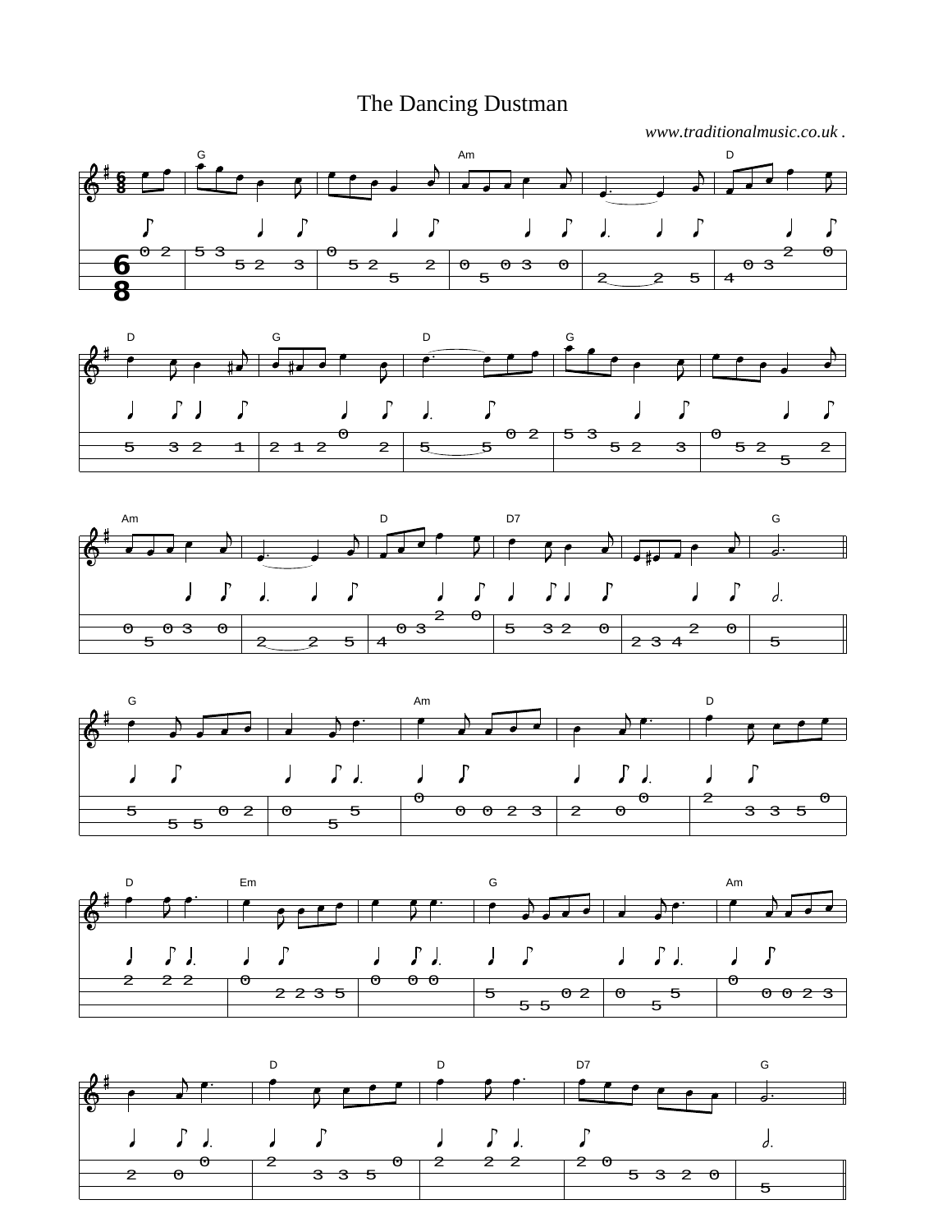# The Dancing Dustman

*www.traditionalmusic.co.uk .*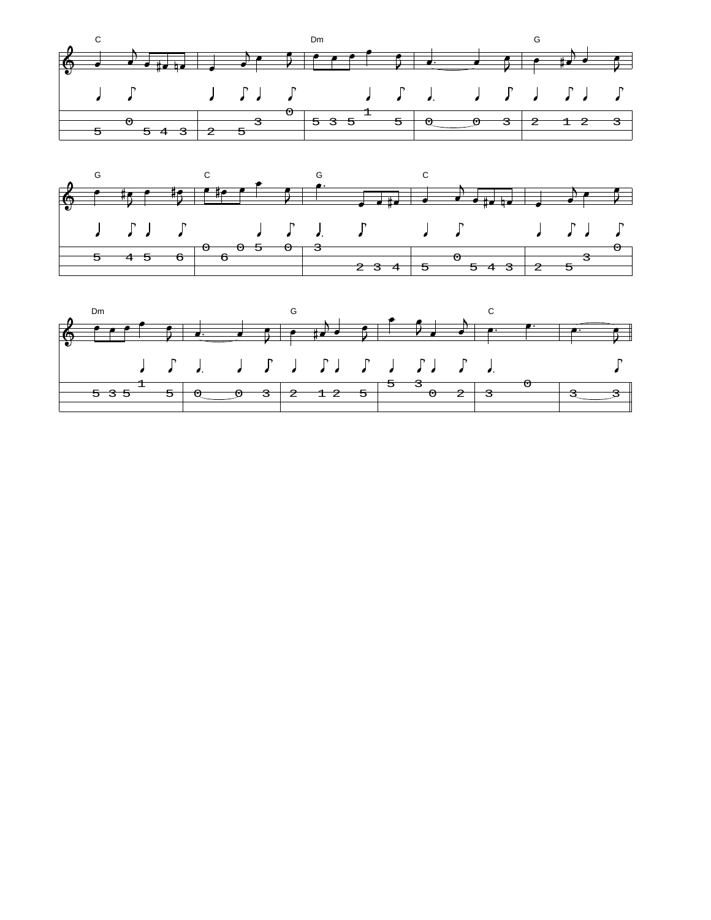C Dm G

G C G C

Dm G C